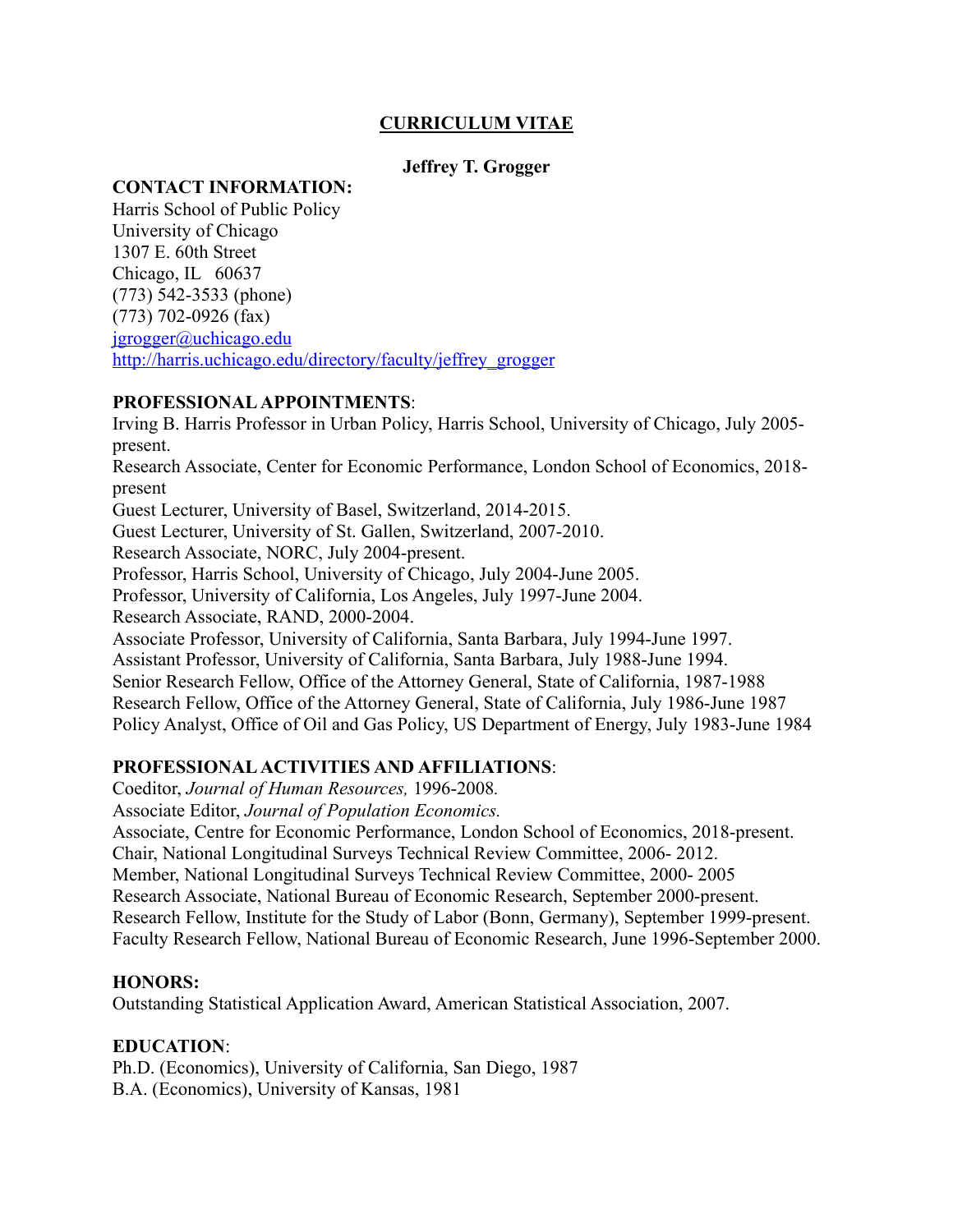# CURRICULUM VITAE

**Jeffrey T. Grogger**

## CONTACT INFORMATION:

Harris School of Public Policy
University of Chicago
1307 E. 60th Street
Chicago, IL 60637
(773) 542-3533 (phone)
(773) 702-0926 (fax)
jgrogger@uchicago.edu
http://harris.uchicago.edu/directory/faculty/jeffrey_grogger

## PROFESSIONAL APPOINTMENTS:

Irving B. Harris Professor in Urban Policy, Harris School, University of Chicago, July 2005-present.
Research Associate, Center for Economic Performance, London School of Economics, 2018-present
Guest Lecturer, University of Basel, Switzerland, 2014-2015.
Guest Lecturer, University of St. Gallen, Switzerland, 2007-2010.
Research Associate, NORC, July 2004-present.
Professor, Harris School, University of Chicago, July 2004-June 2005.
Professor, University of California, Los Angeles, July 1997-June 2004.
Research Associate, RAND, 2000-2004.
Associate Professor, University of California, Santa Barbara, July 1994-June 1997.
Assistant Professor, University of California, Santa Barbara, July 1988-June 1994.
Senior Research Fellow, Office of the Attorney General, State of California, 1987-1988
Research Fellow, Office of the Attorney General, State of California, July 1986-June 1987
Policy Analyst, Office of Oil and Gas Policy, US Department of Energy, July 1983-June 1984

## PROFESSIONAL ACTIVITIES AND AFFILIATIONS:

Coeditor, *Journal of Human Resources,* 1996-2008.
Associate Editor, *Journal of Population Economics.*
Associate, Centre for Economic Performance, London School of Economics, 2018-present.
Chair, National Longitudinal Surveys Technical Review Committee, 2006- 2012.
Member, National Longitudinal Surveys Technical Review Committee, 2000- 2005
Research Associate, National Bureau of Economic Research, September 2000-present.
Research Fellow, Institute for the Study of Labor (Bonn, Germany), September 1999-present.
Faculty Research Fellow, National Bureau of Economic Research, June 1996-September 2000.

## HONORS:

Outstanding Statistical Application Award, American Statistical Association, 2007.

## EDUCATION:

Ph.D. (Economics), University of California, San Diego, 1987
B.A. (Economics), University of Kansas, 1981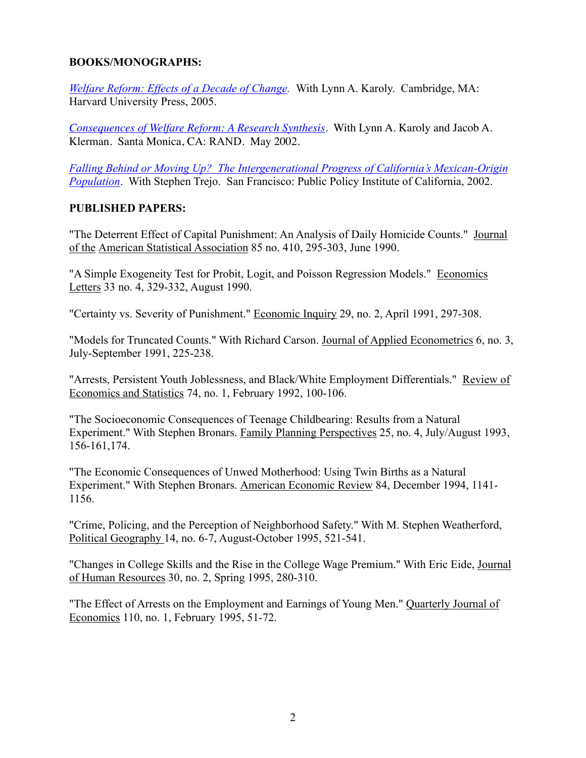**BOOKS/MONOGRAPHS:**

*Welfare Reform: Effects of a Decade of Change.* With Lynn A. Karoly. Cambridge, MA: Harvard University Press, 2005.

*Consequences of Welfare Reform: A Research Synthesis*. With Lynn A. Karoly and Jacob A. Klerman. Santa Monica, CA: RAND. May 2002.

*Falling Behind or Moving Up? The Intergenerational Progress of California's Mexican-Origin Population*. With Stephen Trejo. San Francisco: Public Policy Institute of California, 2002.

**PUBLISHED PAPERS:**

"The Deterrent Effect of Capital Punishment: An Analysis of Daily Homicide Counts." Journal of the American Statistical Association 85 no. 410, 295-303, June 1990.

"A Simple Exogeneity Test for Probit, Logit, and Poisson Regression Models." Economics Letters 33 no. 4, 329-332, August 1990.

"Certainty vs. Severity of Punishment." Economic Inquiry 29, no. 2, April 1991, 297-308.

"Models for Truncated Counts." With Richard Carson. Journal of Applied Econometrics 6, no. 3, July-September 1991, 225-238.

"Arrests, Persistent Youth Joblessness, and Black/White Employment Differentials." Review of Economics and Statistics 74, no. 1, February 1992, 100-106.

"The Socioeconomic Consequences of Teenage Childbearing: Results from a Natural Experiment." With Stephen Bronars. Family Planning Perspectives 25, no. 4, July/August 1993, 156-161,174.

"The Economic Consequences of Unwed Motherhood: Using Twin Births as a Natural Experiment." With Stephen Bronars. American Economic Review 84, December 1994, 1141-1156.

"Crime, Policing, and the Perception of Neighborhood Safety." With M. Stephen Weatherford, Political Geography 14, no. 6-7, August-October 1995, 521-541.

"Changes in College Skills and the Rise in the College Wage Premium." With Eric Eide, Journal of Human Resources 30, no. 2, Spring 1995, 280-310.

"The Effect of Arrests on the Employment and Earnings of Young Men." Quarterly Journal of Economics 110, no. 1, February 1995, 51-72.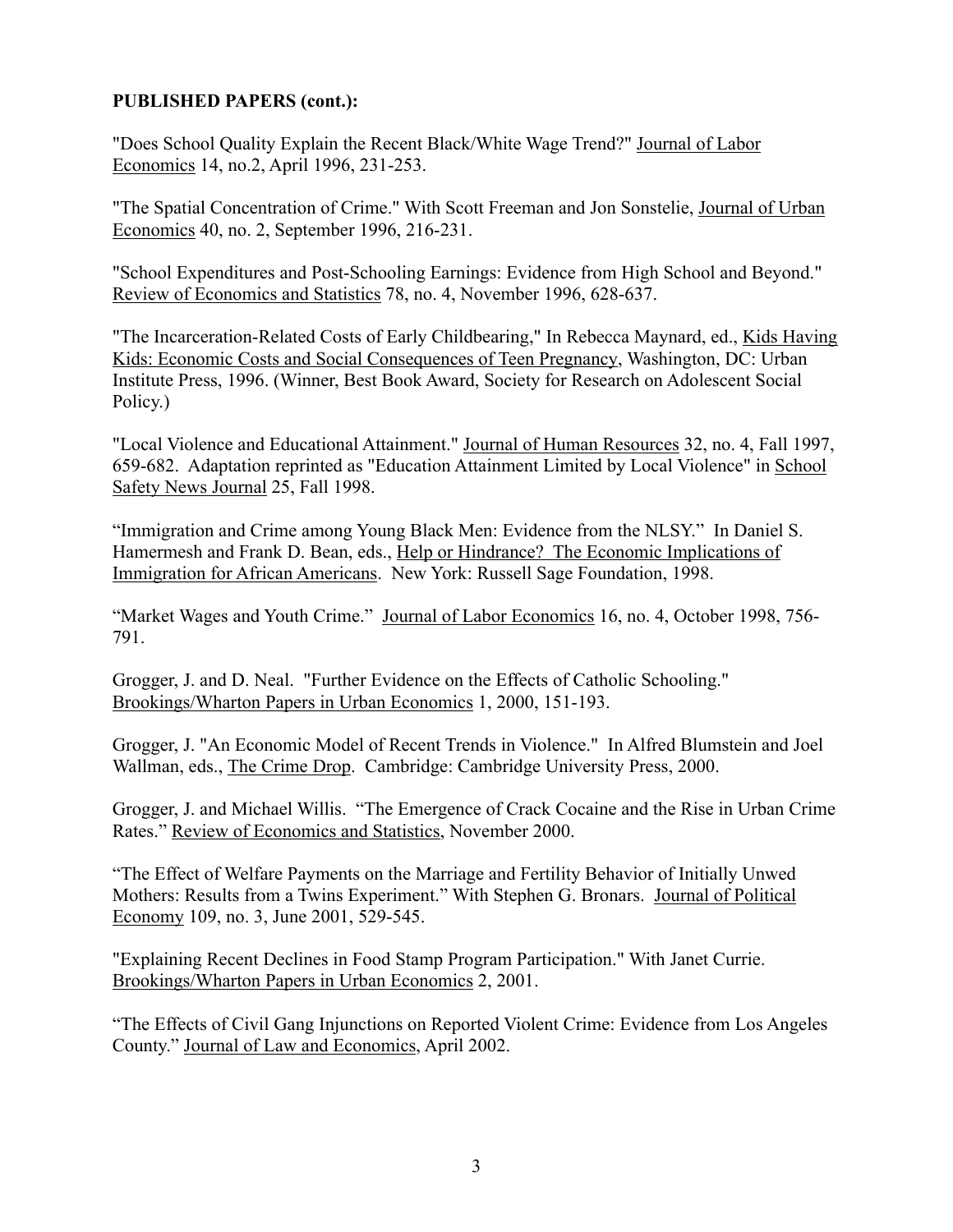**PUBLISHED PAPERS (cont.):**

"Does School Quality Explain the Recent Black/White Wage Trend?" Journal of Labor Economics 14, no.2, April 1996, 231-253.

"The Spatial Concentration of Crime." With Scott Freeman and Jon Sonstelie, Journal of Urban Economics 40, no. 2, September 1996, 216-231.

"School Expenditures and Post-Schooling Earnings: Evidence from High School and Beyond." Review of Economics and Statistics 78, no. 4, November 1996, 628-637.

"The Incarceration-Related Costs of Early Childbearing," In Rebecca Maynard, ed., Kids Having Kids: Economic Costs and Social Consequences of Teen Pregnancy, Washington, DC: Urban Institute Press, 1996. (Winner, Best Book Award, Society for Research on Adolescent Social Policy.)

"Local Violence and Educational Attainment." Journal of Human Resources 32, no. 4, Fall 1997, 659-682. Adaptation reprinted as "Education Attainment Limited by Local Violence" in School Safety News Journal 25, Fall 1998.

"Immigration and Crime among Young Black Men: Evidence from the NLSY." In Daniel S. Hamermesh and Frank D. Bean, eds., Help or Hindrance? The Economic Implications of Immigration for African Americans. New York: Russell Sage Foundation, 1998.

"Market Wages and Youth Crime." Journal of Labor Economics 16, no. 4, October 1998, 756-791.

Grogger, J. and D. Neal. "Further Evidence on the Effects of Catholic Schooling." Brookings/Wharton Papers in Urban Economics 1, 2000, 151-193.

Grogger, J. "An Economic Model of Recent Trends in Violence." In Alfred Blumstein and Joel Wallman, eds., The Crime Drop. Cambridge: Cambridge University Press, 2000.

Grogger, J. and Michael Willis. "The Emergence of Crack Cocaine and the Rise in Urban Crime Rates." Review of Economics and Statistics, November 2000.

"The Effect of Welfare Payments on the Marriage and Fertility Behavior of Initially Unwed Mothers: Results from a Twins Experiment." With Stephen G. Bronars. Journal of Political Economy 109, no. 3, June 2001, 529-545.

"Explaining Recent Declines in Food Stamp Program Participation." With Janet Currie. Brookings/Wharton Papers in Urban Economics 2, 2001.

"The Effects of Civil Gang Injunctions on Reported Violent Crime: Evidence from Los Angeles County." Journal of Law and Economics, April 2002.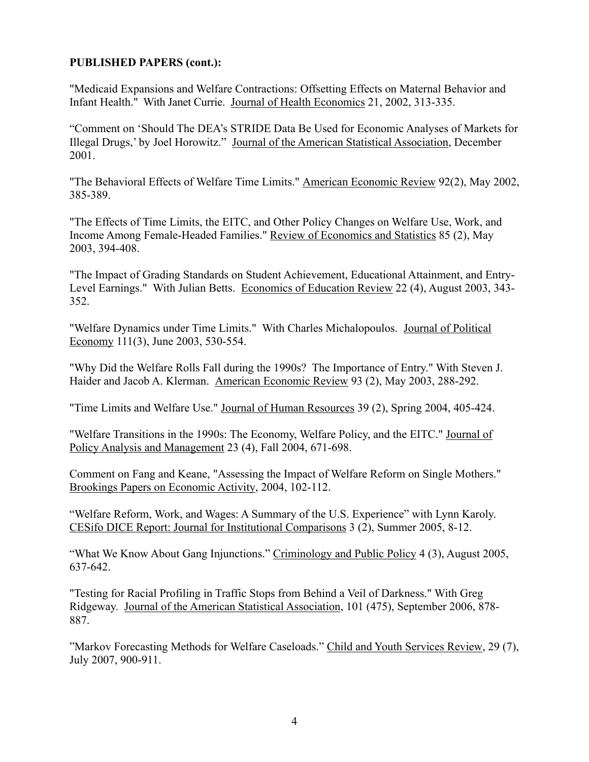**PUBLISHED PAPERS (cont.):**

"Medicaid Expansions and Welfare Contractions: Offsetting Effects on Maternal Behavior and Infant Health." With Janet Currie. Journal of Health Economics 21, 2002, 313-335.

“Comment on ‘Should The DEA’s STRIDE Data Be Used for Economic Analyses of Markets for Illegal Drugs,’ by Joel Horowitz.” Journal of the American Statistical Association, December 2001.

"The Behavioral Effects of Welfare Time Limits." American Economic Review 92(2), May 2002, 385-389.

"The Effects of Time Limits, the EITC, and Other Policy Changes on Welfare Use, Work, and Income Among Female-Headed Families." Review of Economics and Statistics 85 (2), May 2003, 394-408.

"The Impact of Grading Standards on Student Achievement, Educational Attainment, and Entry-Level Earnings." With Julian Betts. Economics of Education Review 22 (4), August 2003, 343-352.

"Welfare Dynamics under Time Limits." With Charles Michalopoulos. Journal of Political Economy 111(3), June 2003, 530-554.

"Why Did the Welfare Rolls Fall during the 1990s? The Importance of Entry." With Steven J. Haider and Jacob A. Klerman. American Economic Review 93 (2), May 2003, 288-292.

"Time Limits and Welfare Use." Journal of Human Resources 39 (2), Spring 2004, 405-424.

"Welfare Transitions in the 1990s: The Economy, Welfare Policy, and the EITC." Journal of Policy Analysis and Management 23 (4), Fall 2004, 671-698.

Comment on Fang and Keane, "Assessing the Impact of Welfare Reform on Single Mothers." Brookings Papers on Economic Activity, 2004, 102-112.

“Welfare Reform, Work, and Wages: A Summary of the U.S. Experience” with Lynn Karoly. CESifo DICE Report: Journal for Institutional Comparisons 3 (2), Summer 2005, 8-12.

“What We Know About Gang Injunctions.” Criminology and Public Policy 4 (3), August 2005, 637-642.

"Testing for Racial Profiling in Traffic Stops from Behind a Veil of Darkness." With Greg Ridgeway. Journal of the American Statistical Association, 101 (475), September 2006, 878-887.

”Markov Forecasting Methods for Welfare Caseloads.” Child and Youth Services Review, 29 (7), July 2007, 900-911.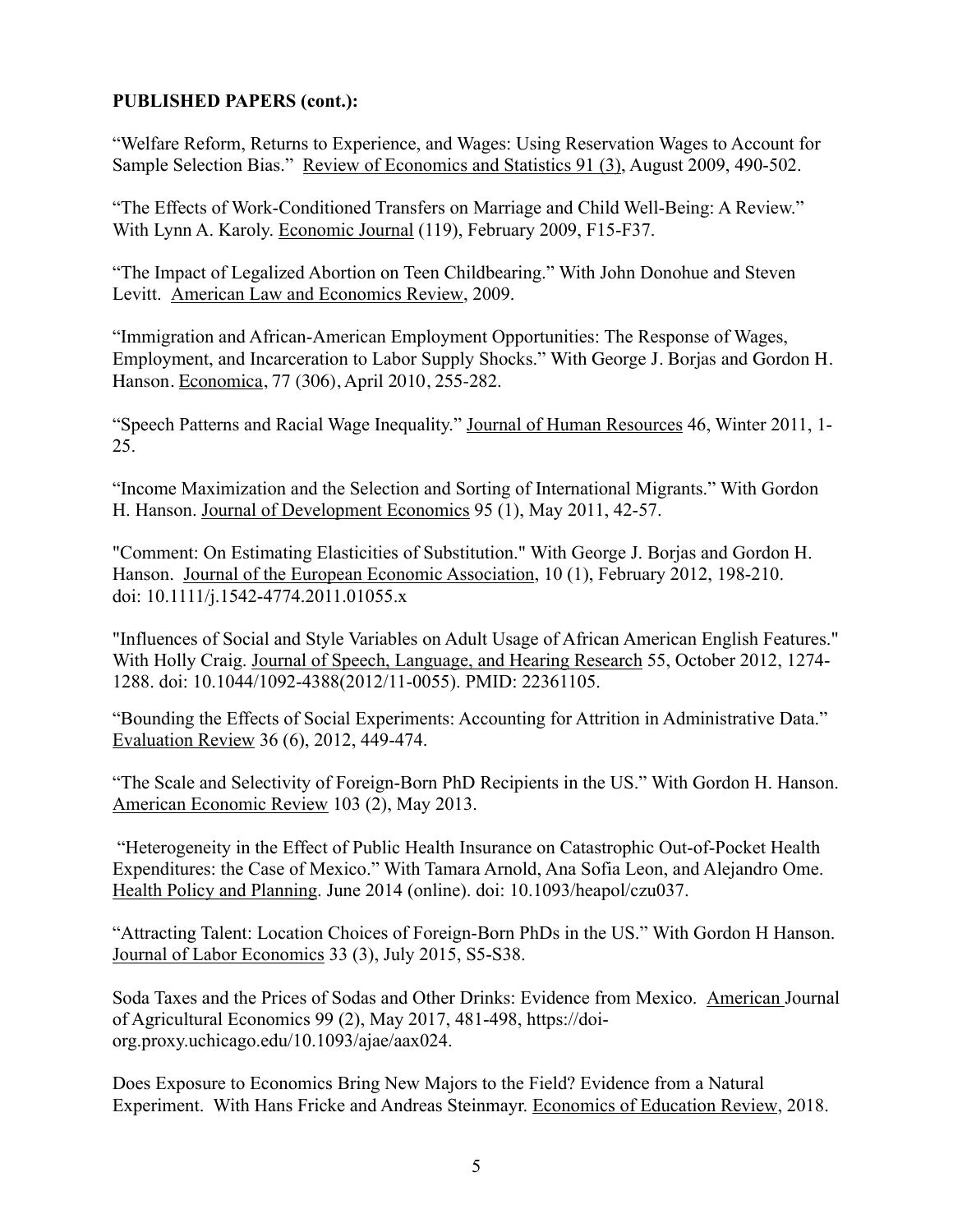**PUBLISHED PAPERS (cont.):**

"Welfare Reform, Returns to Experience, and Wages: Using Reservation Wages to Account for Sample Selection Bias." Review of Economics and Statistics 91 (3), August 2009, 490-502.

"The Effects of Work-Conditioned Transfers on Marriage and Child Well-Being: A Review." With Lynn A. Karoly. Economic Journal (119), February 2009, F15-F37.

"The Impact of Legalized Abortion on Teen Childbearing." With John Donohue and Steven Levitt. American Law and Economics Review, 2009.

"Immigration and African-American Employment Opportunities: The Response of Wages, Employment, and Incarceration to Labor Supply Shocks." With George J. Borjas and Gordon H. Hanson. Economica, 77 (306), April 2010, 255-282.

"Speech Patterns and Racial Wage Inequality." Journal of Human Resources 46, Winter 2011, 1-25.

"Income Maximization and the Selection and Sorting of International Migrants." With Gordon H. Hanson. Journal of Development Economics 95 (1), May 2011, 42-57.

"Comment: On Estimating Elasticities of Substitution." With George J. Borjas and Gordon H. Hanson. Journal of the European Economic Association, 10 (1), February 2012, 198-210. doi: 10.1111/j.1542-4774.2011.01055.x

"Influences of Social and Style Variables on Adult Usage of African American English Features." With Holly Craig. Journal of Speech, Language, and Hearing Research 55, October 2012, 1274-1288. doi: 10.1044/1092-4388(2012/11-0055). PMID: 22361105.

"Bounding the Effects of Social Experiments: Accounting for Attrition in Administrative Data." Evaluation Review 36 (6), 2012, 449-474.

"The Scale and Selectivity of Foreign-Born PhD Recipients in the US." With Gordon H. Hanson. American Economic Review 103 (2), May 2013.

"Heterogeneity in the Effect of Public Health Insurance on Catastrophic Out-of-Pocket Health Expenditures: the Case of Mexico." With Tamara Arnold, Ana Sofia Leon, and Alejandro Ome. Health Policy and Planning. June 2014 (online). doi: 10.1093/heapol/czu037.

"Attracting Talent: Location Choices of Foreign-Born PhDs in the US." With Gordon H Hanson. Journal of Labor Economics 33 (3), July 2015, S5-S38.

Soda Taxes and the Prices of Sodas and Other Drinks: Evidence from Mexico. American Journal of Agricultural Economics 99 (2), May 2017, 481-498, https://doi-org.proxy.uchicago.edu/10.1093/ajae/aax024.

Does Exposure to Economics Bring New Majors to the Field? Evidence from a Natural Experiment. With Hans Fricke and Andreas Steinmayr. Economics of Education Review, 2018.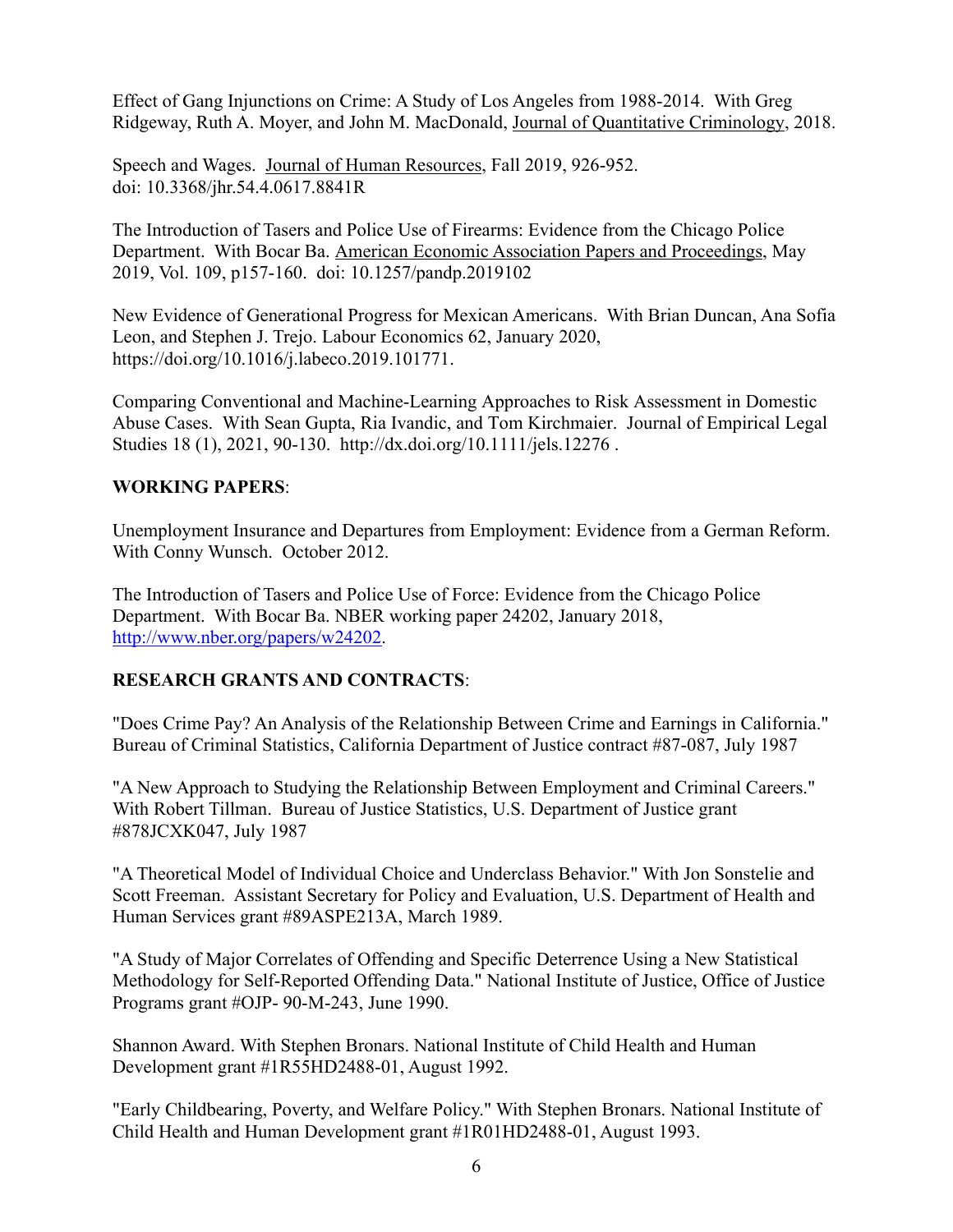Effect of Gang Injunctions on Crime: A Study of Los Angeles from 1988-2014. With Greg Ridgeway, Ruth A. Moyer, and John M. MacDonald, Journal of Quantitative Criminology, 2018.

Speech and Wages. Journal of Human Resources, Fall 2019, 926-952. doi: 10.3368/jhr.54.4.0617.8841R

The Introduction of Tasers and Police Use of Firearms: Evidence from the Chicago Police Department. With Bocar Ba. American Economic Association Papers and Proceedings, May 2019, Vol. 109, p157-160. doi: 10.1257/pandp.2019102

New Evidence of Generational Progress for Mexican Americans. With Brian Duncan, Ana Sofia Leon, and Stephen J. Trejo. Labour Economics 62, January 2020, https://doi.org/10.1016/j.labeco.2019.101771.

Comparing Conventional and Machine-Learning Approaches to Risk Assessment in Domestic Abuse Cases. With Sean Gupta, Ria Ivandic, and Tom Kirchmaier. Journal of Empirical Legal Studies 18 (1), 2021, 90-130. http://dx.doi.org/10.1111/jels.12276 .

**WORKING PAPERS**:

Unemployment Insurance and Departures from Employment: Evidence from a German Reform. With Conny Wunsch. October 2012.

The Introduction of Tasers and Police Use of Force: Evidence from the Chicago Police Department. With Bocar Ba. NBER working paper 24202, January 2018, http://www.nber.org/papers/w24202.

**RESEARCH GRANTS AND CONTRACTS**:

"Does Crime Pay? An Analysis of the Relationship Between Crime and Earnings in California." Bureau of Criminal Statistics, California Department of Justice contract #87-087, July 1987

"A New Approach to Studying the Relationship Between Employment and Criminal Careers." With Robert Tillman. Bureau of Justice Statistics, U.S. Department of Justice grant #878JCXK047, July 1987

"A Theoretical Model of Individual Choice and Underclass Behavior." With Jon Sonstelie and Scott Freeman. Assistant Secretary for Policy and Evaluation, U.S. Department of Health and Human Services grant #89ASPE213A, March 1989.

"A Study of Major Correlates of Offending and Specific Deterrence Using a New Statistical Methodology for Self-Reported Offending Data." National Institute of Justice, Office of Justice Programs grant #OJP- 90-M-243, June 1990.

Shannon Award. With Stephen Bronars. National Institute of Child Health and Human Development grant #1R55HD2488-01, August 1992.

"Early Childbearing, Poverty, and Welfare Policy." With Stephen Bronars. National Institute of Child Health and Human Development grant #1R01HD2488-01, August 1993.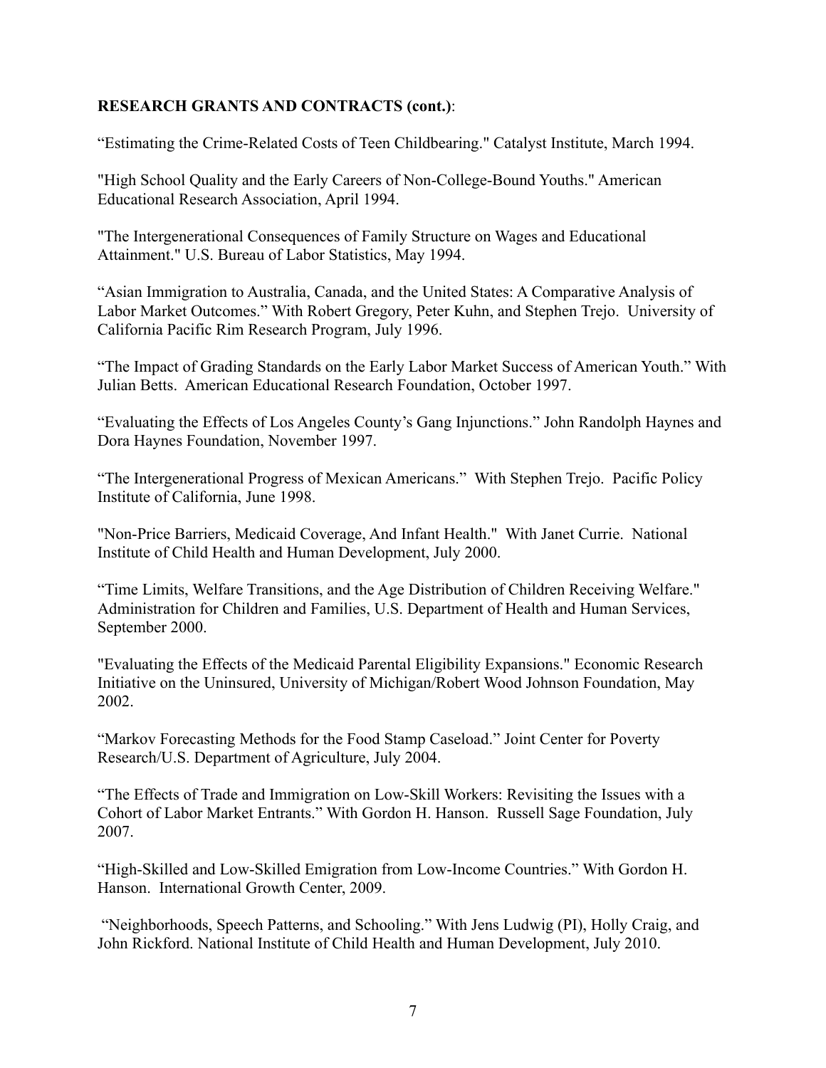**RESEARCH GRANTS AND CONTRACTS (cont.)**:

“Estimating the Crime-Related Costs of Teen Childbearing." Catalyst Institute, March 1994.

"High School Quality and the Early Careers of Non-College-Bound Youths." American Educational Research Association, April 1994.

"The Intergenerational Consequences of Family Structure on Wages and Educational Attainment." U.S. Bureau of Labor Statistics, May 1994.

“Asian Immigration to Australia, Canada, and the United States: A Comparative Analysis of Labor Market Outcomes.” With Robert Gregory, Peter Kuhn, and Stephen Trejo. University of California Pacific Rim Research Program, July 1996.

“The Impact of Grading Standards on the Early Labor Market Success of American Youth.” With Julian Betts. American Educational Research Foundation, October 1997.

“Evaluating the Effects of Los Angeles County’s Gang Injunctions.” John Randolph Haynes and Dora Haynes Foundation, November 1997.

“The Intergenerational Progress of Mexican Americans.” With Stephen Trejo. Pacific Policy Institute of California, June 1998.

"Non-Price Barriers, Medicaid Coverage, And Infant Health." With Janet Currie. National Institute of Child Health and Human Development, July 2000.

“Time Limits, Welfare Transitions, and the Age Distribution of Children Receiving Welfare." Administration for Children and Families, U.S. Department of Health and Human Services, September 2000.

"Evaluating the Effects of the Medicaid Parental Eligibility Expansions." Economic Research Initiative on the Uninsured, University of Michigan/Robert Wood Johnson Foundation, May 2002.

“Markov Forecasting Methods for the Food Stamp Caseload.” Joint Center for Poverty Research/U.S. Department of Agriculture, July 2004.

“The Effects of Trade and Immigration on Low-Skill Workers: Revisiting the Issues with a Cohort of Labor Market Entrants.” With Gordon H. Hanson. Russell Sage Foundation, July 2007.

“High-Skilled and Low-Skilled Emigration from Low-Income Countries.” With Gordon H. Hanson. International Growth Center, 2009.

“Neighborhoods, Speech Patterns, and Schooling.” With Jens Ludwig (PI), Holly Craig, and John Rickford. National Institute of Child Health and Human Development, July 2010.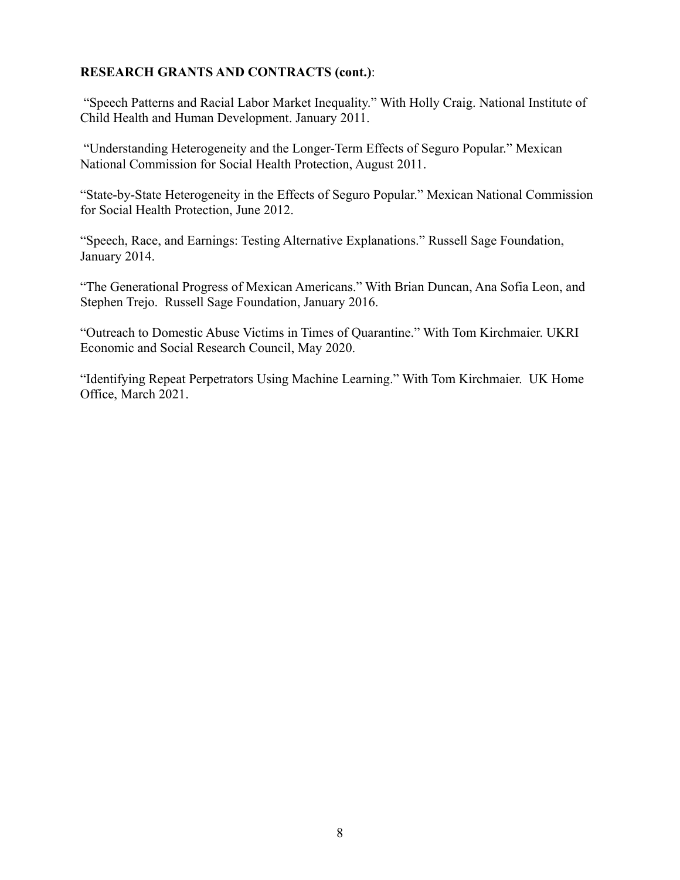**RESEARCH GRANTS AND CONTRACTS (cont.)**:

"Speech Patterns and Racial Labor Market Inequality." With Holly Craig. National Institute of Child Health and Human Development. January 2011.

"Understanding Heterogeneity and the Longer-Term Effects of Seguro Popular." Mexican National Commission for Social Health Protection, August 2011.

"State-by-State Heterogeneity in the Effects of Seguro Popular." Mexican National Commission for Social Health Protection, June 2012.

"Speech, Race, and Earnings: Testing Alternative Explanations." Russell Sage Foundation, January 2014.

"The Generational Progress of Mexican Americans." With Brian Duncan, Ana Sofia Leon, and Stephen Trejo. Russell Sage Foundation, January 2016.

"Outreach to Domestic Abuse Victims in Times of Quarantine." With Tom Kirchmaier. UKRI Economic and Social Research Council, May 2020.

"Identifying Repeat Perpetrators Using Machine Learning." With Tom Kirchmaier. UK Home Office, March 2021.